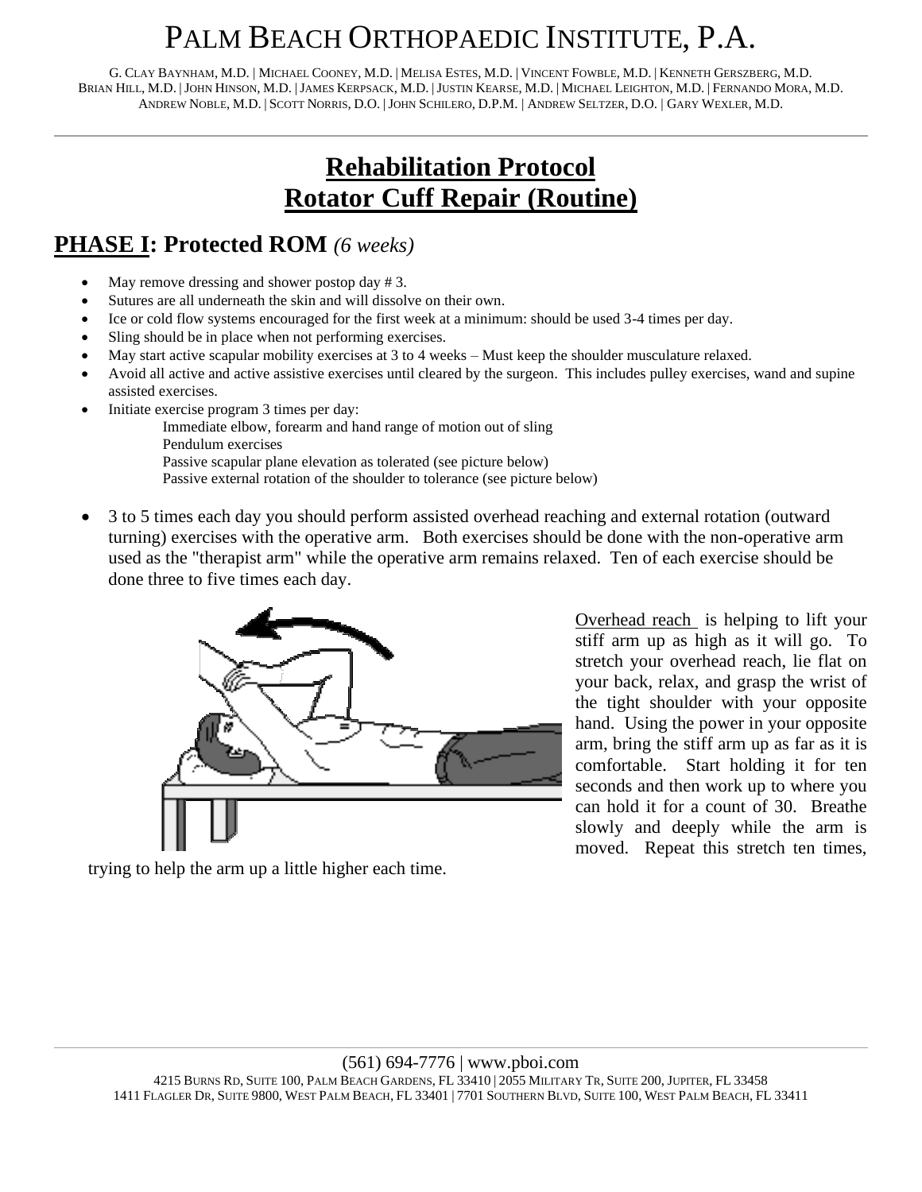# PALM BEACH ORTHOPAEDIC INSTITUTE, P.A.

G. CLAY BAYNHAM, M.D. | MICHAEL COONEY, M.D. | MELISA ESTES, M.D. | VINCENT FOWBLE, M.D. | KENNETH GERSZBERG, M.D.
BRIAN HILL, M.D. | JOHN HINSON, M.D. | JAMES KERPSACK, M.D. | JUSTIN KEARSE, M.D. | MICHAEL LEIGHTON, M.D. | FERNANDO MORA, M.D.
ANDREW NOBLE, M.D. | SCOTT NORRIS, D.O. | JOHN SCHILERO, D.P.M. | ANDREW SELTZER, D.O. | GARY WEXLER, M.D.

---

## Rehabilitation Protocol
## Rotator Cuff Repair (Routine)

## PHASE I: Protected ROM *(6 weeks)*

- May remove dressing and shower postop day # 3.
- Sutures are all underneath the skin and will dissolve on their own.
- Ice or cold flow systems encouraged for the first week at a minimum: should be used 3-4 times per day.
- Sling should be in place when not performing exercises.
- May start active scapular mobility exercises at 3 to 4 weeks – Must keep the shoulder musculature relaxed.
- Avoid all active and active assistive exercises until cleared by the surgeon. This includes pulley exercises, wand and supine assisted exercises.
- Initiate exercise program 3 times per day:
  - Immediate elbow, forearm and hand range of motion out of sling
  - Pendulum exercises
  - Passive scapular plane elevation as tolerated (see picture below)
  - Passive external rotation of the shoulder to tolerance (see picture below)

- 3 to 5 times each day you should perform assisted overhead reaching and external rotation (outward turning) exercises with the operative arm. Both exercises should be done with the non-operative arm used as the "therapist arm" while the operative arm remains relaxed. Ten of each exercise should be done three to five times each day.

Overhead reach is helping to lift your stiff arm up as high as it will go. To stretch your overhead reach, lie flat on your back, relax, and grasp the wrist of the tight shoulder with your opposite hand. Using the power in your opposite arm, bring the stiff arm up as far as it is comfortable. Start holding it for ten seconds and then work up to where you can hold it for a count of 30. Breathe slowly and deeply while the arm is moved. Repeat this stretch ten times, trying to help the arm up a little higher each time.

(561) 694-7776 | www.pboi.com
4215 BURNS RD, SUITE 100, PALM BEACH GARDENS, FL 33410 | 2055 MILITARY TR, SUITE 200, JUPITER, FL 33458
1411 FLAGLER DR, SUITE 9800, WEST PALM BEACH, FL 33401 | 7701 SOUTHERN BLVD, SUITE 100, WEST PALM BEACH, FL 33411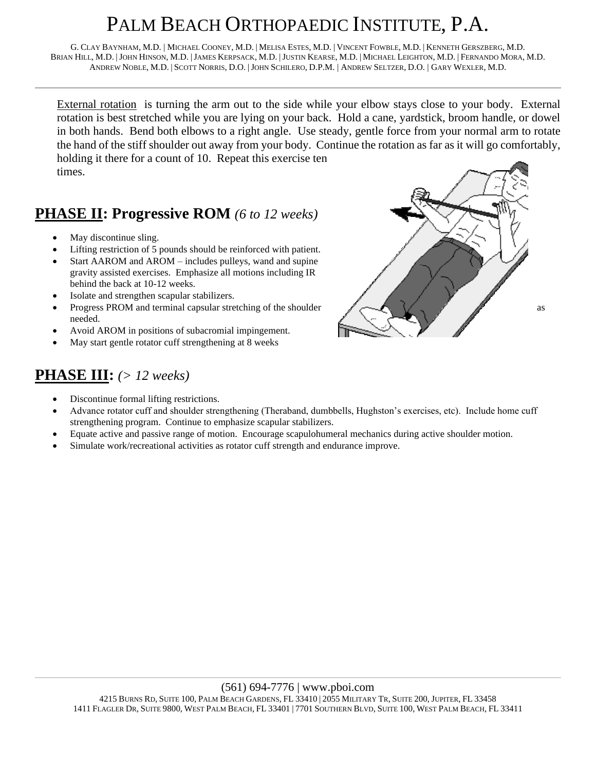External rotation is turning the arm out to the side while your elbow stays close to your body. External rotation is best stretched while you are lying on your back. Hold a cane, yardstick, broom handle, or dowel in both hands. Bend both elbows to a right angle. Use steady, gentle force from your normal arm to rotate the hand of the stiff shoulder out away from your body. Continue the rotation as far as it will go comfortably, holding it there for a count of 10. Repeat this exercise ten times.

## **PHASE II: Progressive ROM** *(6 to 12 weeks)*

- May discontinue sling.
- Lifting restriction of 5 pounds should be reinforced with patient.
- Start AAROM and AROM – includes pulleys, wand and supine gravity assisted exercises. Emphasize all motions including IR behind the back at 10-12 weeks.
- Isolate and strengthen scapular stabilizers.
- Progress PROM and terminal capsular stretching of the shoulder as needed.
- Avoid AROM in positions of subacromial impingement.
- May start gentle rotator cuff strengthening at 8 weeks

## **PHASE III:** *(> 12 weeks)*

- Discontinue formal lifting restrictions.
- Advance rotator cuff and shoulder strengthening (Theraband, dumbbells, Hughston's exercises, etc). Include home cuff strengthening program. Continue to emphasize scapular stabilizers.
- Equate active and passive range of motion. Encourage scapulohumeral mechanics during active shoulder motion.
- Simulate work/recreational activities as rotator cuff strength and endurance improve.